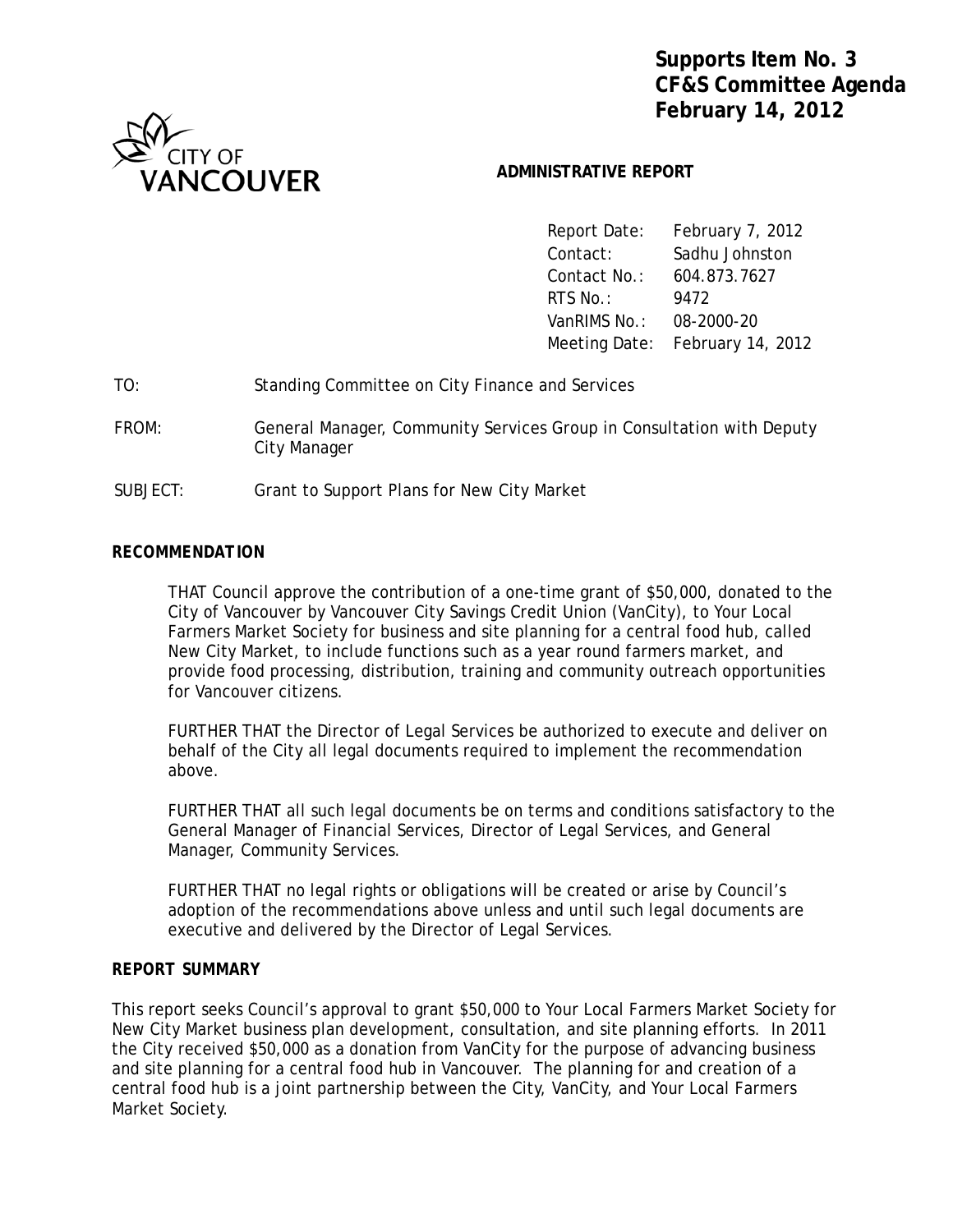**Supports Item No. 3**
**CF&S Committee Agenda**
**February 14, 2012**

CITY OF VANCOUVER

**ADMINISTRATIVE REPORT**

| | |
|---|---|
| Report Date: | February 7, 2012 |
| Contact: | Sadhu Johnston |
| Contact No.: | 604.873.7627 |
| RTS No.: | 9472 |
| VanRIMS No.: | 08-2000-20 |
| Meeting Date: | February 14, 2012 |

TO: Standing Committee on City Finance and Services

FROM: General Manager, Community Services Group in Consultation with Deputy City Manager

SUBJECT: Grant to Support Plans for New City Market

## RECOMMENDATION

THAT Council approve the contribution of a one-time grant of $50,000, donated to the City of Vancouver by Vancouver City Savings Credit Union (VanCity), to Your Local Farmers Market Society for business and site planning for a central food hub, called New City Market, to include functions such as a year round farmers market, and provide food processing, distribution, training and community outreach opportunities for Vancouver citizens.

FURTHER THAT the Director of Legal Services be authorized to execute and deliver on behalf of the City all legal documents required to implement the recommendation above.

FURTHER THAT all such legal documents be on terms and conditions satisfactory to the General Manager of Financial Services, Director of Legal Services, and General Manager, Community Services.

FURTHER THAT no legal rights or obligations will be created or arise by Council's adoption of the recommendations above unless and until such legal documents are executive and delivered by the Director of Legal Services.

## REPORT SUMMARY

This report seeks Council's approval to grant $50,000 to Your Local Farmers Market Society for New City Market business plan development, consultation, and site planning efforts. In 2011 the City received $50,000 as a donation from VanCity for the purpose of advancing business and site planning for a central food hub in Vancouver. The planning for and creation of a central food hub is a joint partnership between the City, VanCity, and Your Local Farmers Market Society.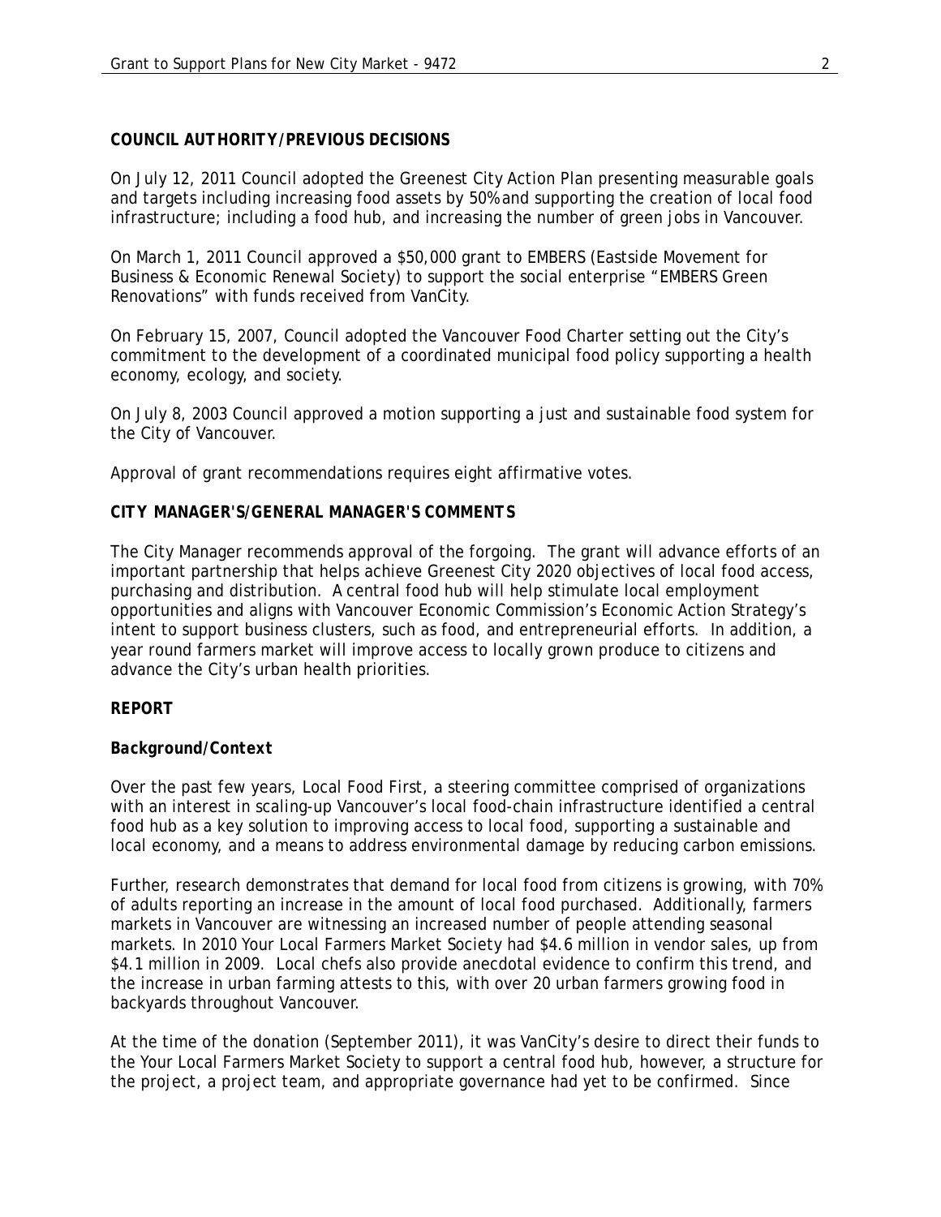**COUNCIL AUTHORITY/PREVIOUS DECISIONS**

On July 12, 2011 Council adopted the Greenest City Action Plan presenting measurable goals and targets including increasing food assets by 50% and supporting the creation of local food infrastructure; including a food hub, and increasing the number of green jobs in Vancouver.

On March 1, 2011 Council approved a $50,000 grant to EMBERS (Eastside Movement for Business & Economic Renewal Society) to support the social enterprise "EMBERS Green Renovations" with funds received from VanCity.

On February 15, 2007, Council adopted the Vancouver Food Charter setting out the City's commitment to the development of a coordinated municipal food policy supporting a health economy, ecology, and society.

On July 8, 2003 Council approved a motion supporting a just and sustainable food system for the City of Vancouver.

Approval of grant recommendations requires eight affirmative votes.

**CITY MANAGER'S/GENERAL MANAGER'S COMMENTS**

The City Manager recommends approval of the forgoing. The grant will advance efforts of an important partnership that helps achieve Greenest City 2020 objectives of local food access, purchasing and distribution. A central food hub will help stimulate local employment opportunities and aligns with Vancouver Economic Commission's Economic Action Strategy's intent to support business clusters, such as food, and entrepreneurial efforts. In addition, a year round farmers market will improve access to locally grown produce to citizens and advance the City's urban health priorities.

**REPORT**

***Background/Context***

Over the past few years, Local Food First, a steering committee comprised of organizations with an interest in scaling-up Vancouver's local food-chain infrastructure identified a central food hub as a key solution to improving access to local food, supporting a sustainable and local economy, and a means to address environmental damage by reducing carbon emissions.

Further, research demonstrates that demand for local food from citizens is growing, with 70% of adults reporting an increase in the amount of local food purchased. Additionally, farmers markets in Vancouver are witnessing an increased number of people attending seasonal markets. In 2010 Your Local Farmers Market Society had $4.6 million in vendor sales, up from $4.1 million in 2009. Local chefs also provide anecdotal evidence to confirm this trend, and the increase in urban farming attests to this, with over 20 urban farmers growing food in backyards throughout Vancouver.

At the time of the donation (September 2011), it was VanCity's desire to direct their funds to the Your Local Farmers Market Society to support a central food hub, however, a structure for the project, a project team, and appropriate governance had yet to be confirmed. Since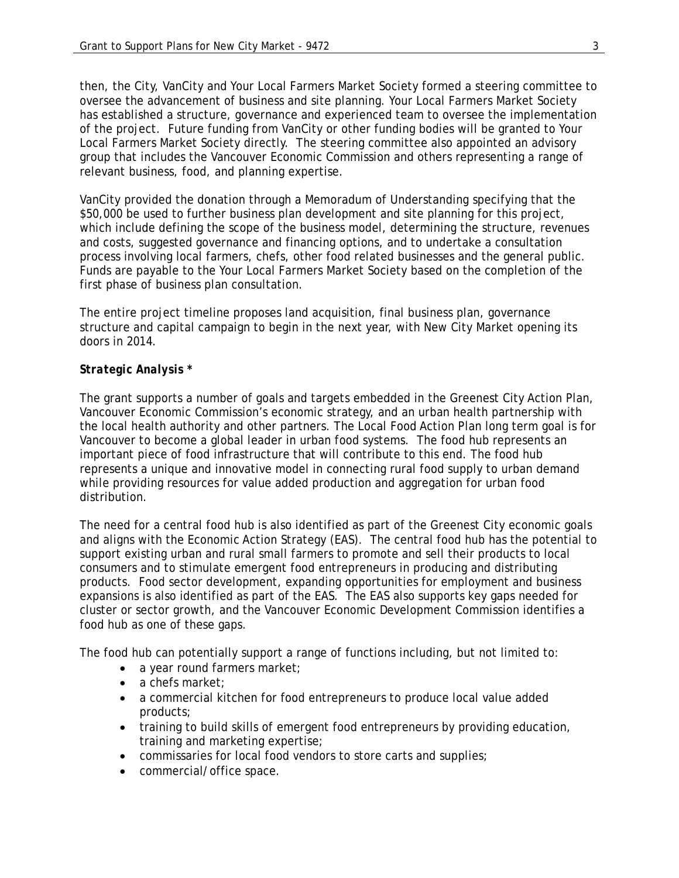then, the City, VanCity and Your Local Farmers Market Society formed a steering committee to oversee the advancement of business and site planning. Your Local Farmers Market Society has established a structure, governance and experienced team to oversee the implementation of the project. Future funding from VanCity or other funding bodies will be granted to Your Local Farmers Market Society directly. The steering committee also appointed an advisory group that includes the Vancouver Economic Commission and others representing a range of relevant business, food, and planning expertise.

VanCity provided the donation through a Memoradum of Understanding specifying that the $50,000 be used to further business plan development and site planning for this project, which include defining the scope of the business model, determining the structure, revenues and costs, suggested governance and financing options, and to undertake a consultation process involving local farmers, chefs, other food related businesses and the general public. Funds are payable to the Your Local Farmers Market Society based on the completion of the first phase of business plan consultation.

The entire project timeline proposes land acquisition, final business plan, governance structure and capital campaign to begin in the next year, with New City Market opening its doors in 2014.

***Strategic Analysis* ***

The grant supports a number of goals and targets embedded in the Greenest City Action Plan, Vancouver Economic Commission's economic strategy, and an urban health partnership with the local health authority and other partners. The Local Food Action Plan long term goal is for Vancouver to become a global leader in urban food systems. The food hub represents an important piece of food infrastructure that will contribute to this end. The food hub represents a unique and innovative model in connecting rural food supply to urban demand while providing resources for value added production and aggregation for urban food distribution.

The need for a central food hub is also identified as part of the Greenest City economic goals and aligns with the Economic Action Strategy (EAS). The central food hub has the potential to support existing urban and rural small farmers to promote and sell their products to local consumers and to stimulate emergent food entrepreneurs in producing and distributing products. Food sector development, expanding opportunities for employment and business expansions is also identified as part of the EAS. The EAS also supports key gaps needed for cluster or sector growth, and the Vancouver Economic Development Commission identifies a food hub as one of these gaps.

The food hub can potentially support a range of functions including, but not limited to:

- a year round farmers market;
- a chefs market;
- a commercial kitchen for food entrepreneurs to produce local value added products;
- training to build skills of emergent food entrepreneurs by providing education, training and marketing expertise;
- commissaries for local food vendors to store carts and supplies;
- commercial/office space.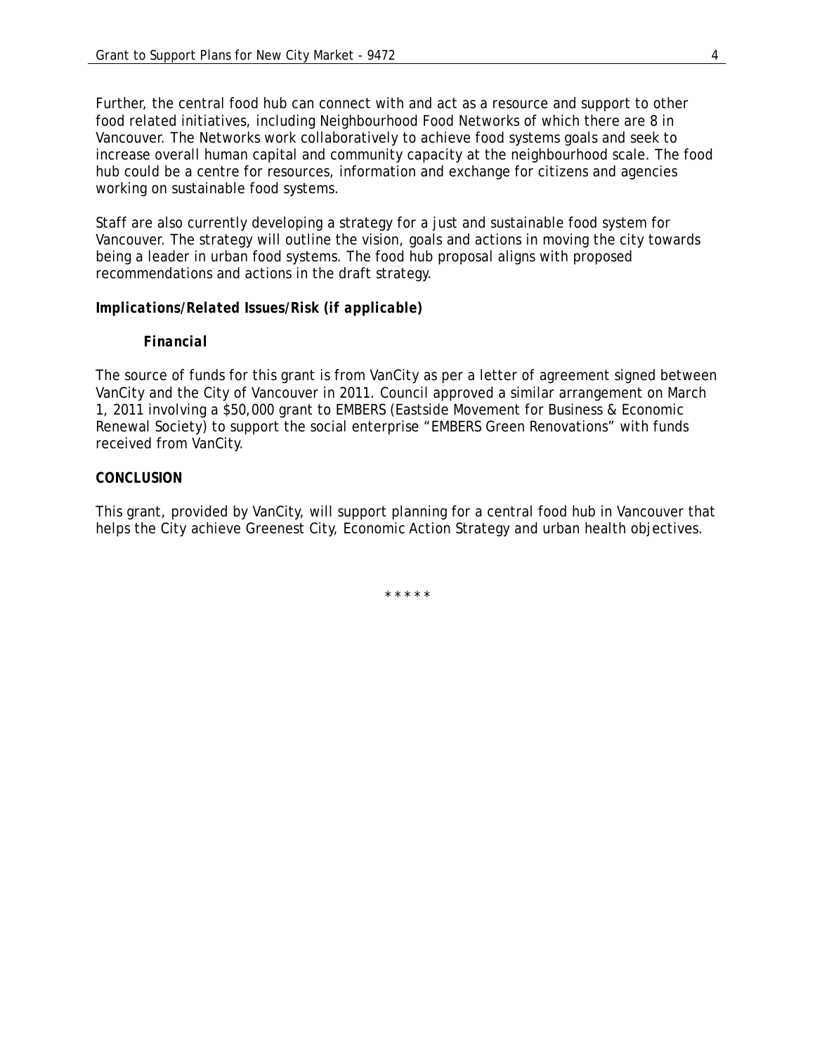Further, the central food hub can connect with and act as a resource and support to other food related initiatives, including Neighbourhood Food Networks of which there are 8 in Vancouver. The Networks work collaboratively to achieve food systems goals and seek to increase overall human capital and community capacity at the neighbourhood scale. The food hub could be a centre for resources, information and exchange for citizens and agencies working on sustainable food systems.

Staff are also currently developing a strategy for a just and sustainable food system for Vancouver. The strategy will outline the vision, goals and actions in moving the city towards being a leader in urban food systems. The food hub proposal aligns with proposed recommendations and actions in the draft strategy.

***Implications/Related Issues/Risk (if applicable)***

***Financial***

The source of funds for this grant is from VanCity as per a letter of agreement signed between VanCity and the City of Vancouver in 2011. Council approved a similar arrangement on March 1, 2011 involving a $50,000 grant to EMBERS (Eastside Movement for Business & Economic Renewal Society) to support the social enterprise "EMBERS Green Renovations" with funds received from VanCity.

**CONCLUSION**

This grant, provided by VanCity, will support planning for a central food hub in Vancouver that helps the City achieve Greenest City, Economic Action Strategy and urban health objectives.

\* \* \* \* \*